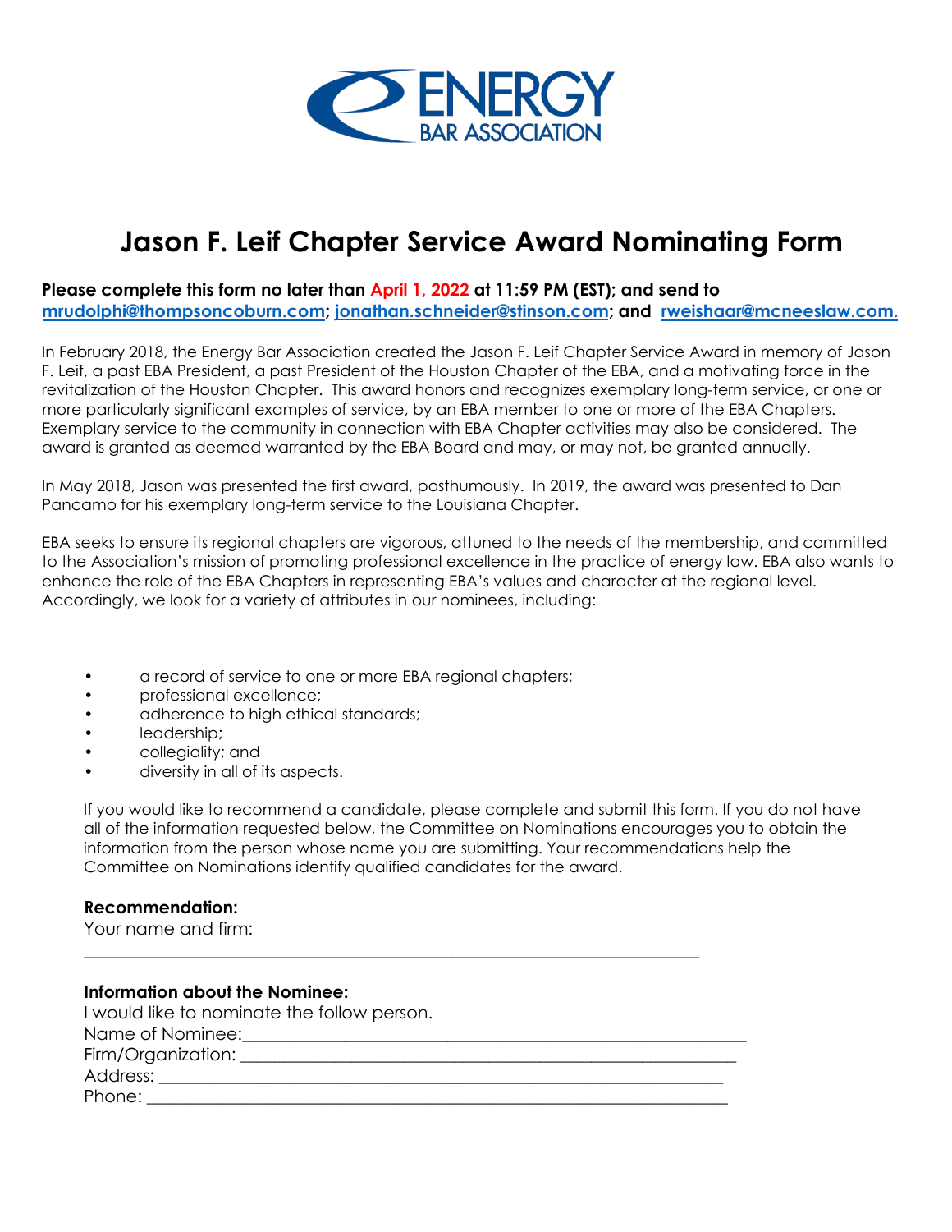ENERGY BAR ASSOCIATION

# Jason F. Leif Chapter Service Award Nominating Form

**Please complete this form no later than April 1, 2022 at 11:59 PM (EST); and send to mrudolphi@thompsoncoburn.com; jonathan.schneider@stinson.com; and rweishaar@mcneeslaw.com.**

In February 2018, the Energy Bar Association created the Jason F. Leif Chapter Service Award in memory of Jason F. Leif, a past EBA President, a past President of the Houston Chapter of the EBA, and a motivating force in the revitalization of the Houston Chapter. This award honors and recognizes exemplary long-term service, or one or more particularly significant examples of service, by an EBA member to one or more of the EBA Chapters. Exemplary service to the community in connection with EBA Chapter activities may also be considered. The award is granted as deemed warranted by the EBA Board and may, or may not, be granted annually.

In May 2018, Jason was presented the first award, posthumously. In 2019, the award was presented to Dan Pancamo for his exemplary long-term service to the Louisiana Chapter.

EBA seeks to ensure its regional chapters are vigorous, attuned to the needs of the membership, and committed to the Association's mission of promoting professional excellence in the practice of energy law. EBA also wants to enhance the role of the EBA Chapters in representing EBA's values and character at the regional level. Accordingly, we look for a variety of attributes in our nominees, including:

- a record of service to one or more EBA regional chapters;
- professional excellence;
- adherence to high ethical standards;
- leadership;
- collegiality; and
- diversity in all of its aspects.

If you would like to recommend a candidate, please complete and submit this form. If you do not have all of the information requested below, the Committee on Nominations encourages you to obtain the information from the person whose name you are submitting. Your recommendations help the Committee on Nominations identify qualified candidates for the award.

**Recommendation:**

Your name and firm:

______________________________________________________________

**Information about the Nominee:**

I would like to nominate the follow person.

Name of Nominee:_______________________________________________

Firm/Organization: ______________________________________________

Address: _____________________________________________________

Phone: ______________________________________________________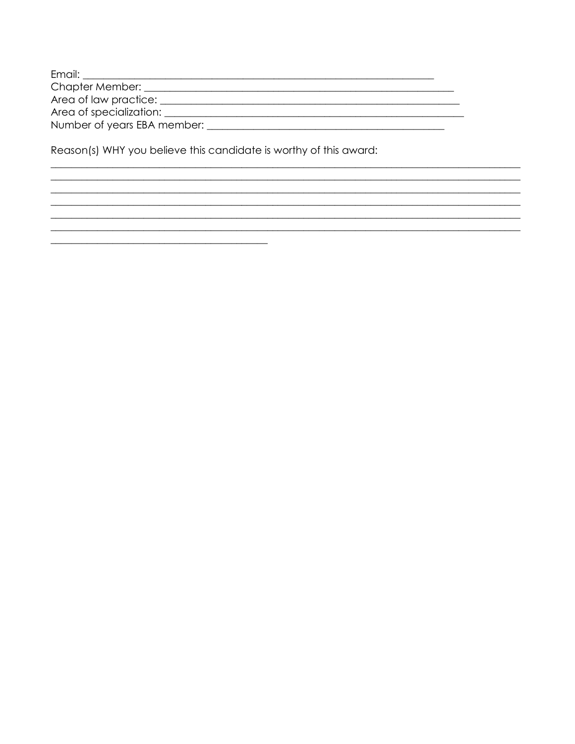Email: ___________________________________________________________________

Chapter Member: ___________________________________________________________

Area of law practice: _______________________________________________________

Area of specialization: ______________________________________________________

Number of years EBA member: ____________________________________________

Reason(s) WHY you believe this candidate is worthy of this award:

_____________________________________________________________________________________________

_____________________________________________________________________________________________

_____________________________________________________________________________________________

_____________________________________________________________________________________________

_____________________________________________________________________________________________

_____________________________________________________________________________________________

___________________________________________